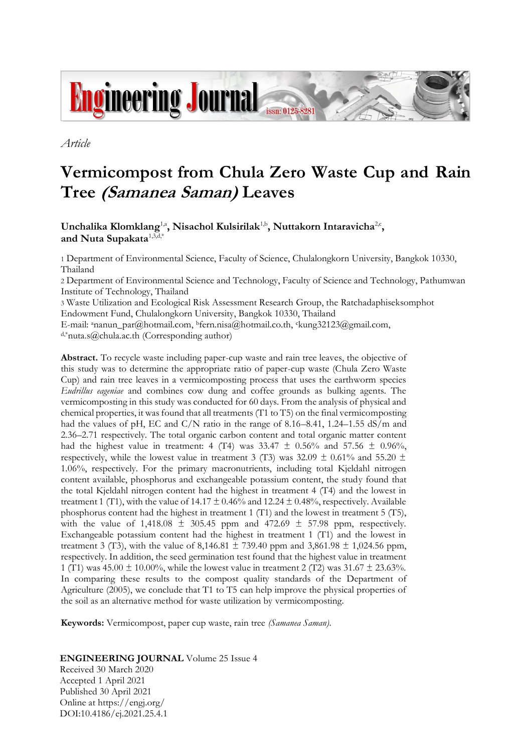*Article*

# Vermicompost from Chula Zero Waste Cup and Rain Tree *(Samanea Saman)* Leaves

**Unchalika Klomklang**[1,a], **Nisachol Kulsirilak**[1,b], **Nuttakorn Intaravicha**[2,c], **and Nuta Supakata**[1,3,d,*]

1 Department of Environmental Science, Faculty of Science, Chulalongkorn University, Bangkok 10330, Thailand

2 Department of Environmental Science and Technology, Faculty of Science and Technology, Pathumwan Institute of Technology, Thailand

3 Waste Utilization and Ecological Risk Assessment Research Group, the Ratchadaphiseksomphot Endowment Fund, Chulalongkorn University, Bangkok 10330, Thailand

E-mail: [a]nanun_par@hotmail.com, [b]fern.nisa@hotmail.co.th, [c]kung32123@gmail.com, [d,*]nuta.s@chula.ac.th (Corresponding author)

**Abstract.** To recycle waste including paper-cup waste and rain tree leaves, the objective of this study was to determine the appropriate ratio of paper-cup waste (Chula Zero Waste Cup) and rain tree leaves in a vermicomposting process that uses the earthworm species *Eudrillus eageniae* and combines cow dung and coffee grounds as bulking agents. The vermicomposting in this study was conducted for 60 days. From the analysis of physical and chemical properties, it was found that all treatments (T1 to T5) on the final vermicomposting had the values of pH, EC and C/N ratio in the range of 8.16–8.41, 1.24–1.55 dS/m and 2.36–2.71 respectively. The total organic carbon content and total organic matter content had the highest value in treatment: 4 (T4) was 33.47 ± 0.56% and 57.56 ± 0.96%, respectively, while the lowest value in treatment 3 (T3) was 32.09 ± 0.61% and 55.20 ± 1.06%, respectively. For the primary macronutrients, including total Kjeldahl nitrogen content available, phosphorus and exchangeable potassium content, the study found that the total Kjeldahl nitrogen content had the highest in treatment 4 (T4) and the lowest in treatment 1 (T1), with the value of 14.17 ± 0.46% and 12.24 ± 0.48%, respectively. Available phosphorus content had the highest in treatment 1 (T1) and the lowest in treatment 5 (T5), with the value of 1,418.08 ± 305.45 ppm and 472.69 ± 57.98 ppm, respectively. Exchangeable potassium content had the highest in treatment 1 (T1) and the lowest in treatment 3 (T3), with the value of 8,146.81 ± 739.40 ppm and 3,861.98 ± 1,024.56 ppm, respectively. In addition, the seed germination test found that the highest value in treatment 1 (T1) was 45.00 ± 10.00%, while the lowest value in treatment 2 (T2) was 31.67 ± 23.63%. In comparing these results to the compost quality standards of the Department of Agriculture (2005), we conclude that T1 to T5 can help improve the physical properties of the soil as an alternative method for waste utilization by vermicomposting.

**Keywords:** Vermicompost, paper cup waste, rain tree *(Samanea Saman)*.

**ENGINEERING JOURNAL** Volume 25 Issue 4
Received 30 March 2020
Accepted 1 April 2021
Published 30 April 2021
Online at https://engj.org/
DOI:10.4186/ej.2021.25.4.1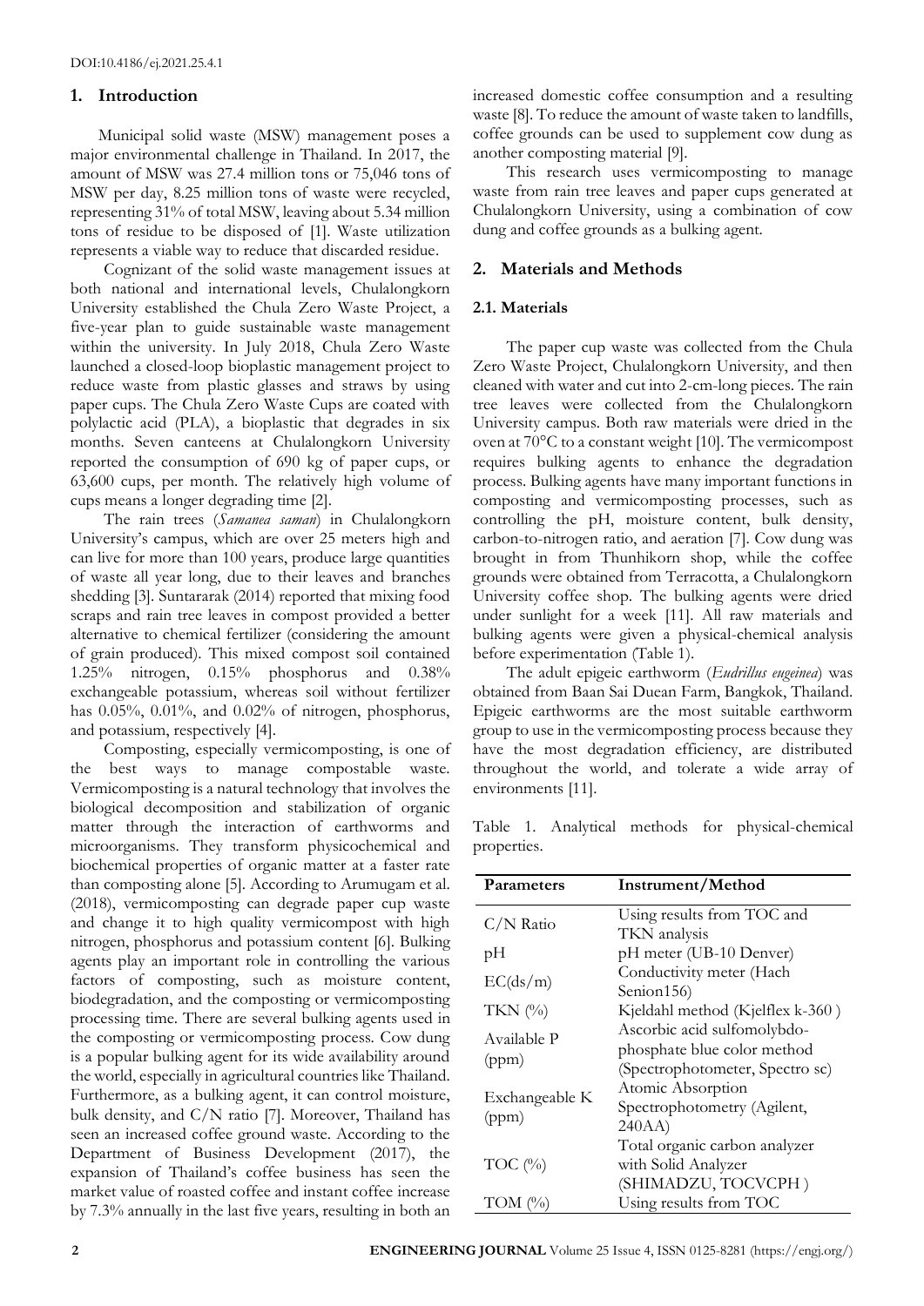## 1. Introduction

Municipal solid waste (MSW) management poses a major environmental challenge in Thailand. In 2017, the amount of MSW was 27.4 million tons or 75,046 tons of MSW per day, 8.25 million tons of waste were recycled, representing 31% of total MSW, leaving about 5.34 million tons of residue to be disposed of [1]. Waste utilization represents a viable way to reduce that discarded residue.

Cognizant of the solid waste management issues at both national and international levels, Chulalongkorn University established the Chula Zero Waste Project, a five-year plan to guide sustainable waste management within the university. In July 2018, Chula Zero Waste launched a closed-loop bioplastic management project to reduce waste from plastic glasses and straws by using paper cups. The Chula Zero Waste Cups are coated with polylactic acid (PLA), a bioplastic that degrades in six months. Seven canteens at Chulalongkorn University reported the consumption of 690 kg of paper cups, or 63,600 cups, per month. The relatively high volume of cups means a longer degrading time [2].

The rain trees (*Samanea saman*) in Chulalongkorn University's campus, which are over 25 meters high and can live for more than 100 years, produce large quantities of waste all year long, due to their leaves and branches shedding [3]. Suntararak (2014) reported that mixing food scraps and rain tree leaves in compost provided a better alternative to chemical fertilizer (considering the amount of grain produced). This mixed compost soil contained 1.25% nitrogen, 0.15% phosphorus and 0.38% exchangeable potassium, whereas soil without fertilizer has 0.05%, 0.01%, and 0.02% of nitrogen, phosphorus, and potassium, respectively [4].

Composting, especially vermicomposting, is one of the best ways to manage compostable waste. Vermicomposting is a natural technology that involves the biological decomposition and stabilization of organic matter through the interaction of earthworms and microorganisms. They transform physicochemical and biochemical properties of organic matter at a faster rate than composting alone [5]. According to Arumugam et al. (2018), vermicomposting can degrade paper cup waste and change it to high quality vermicompost with high nitrogen, phosphorus and potassium content [6]. Bulking agents play an important role in controlling the various factors of composting, such as moisture content, biodegradation, and the composting or vermicomposting processing time. There are several bulking agents used in the composting or vermicomposting process. Cow dung is a popular bulking agent for its wide availability around the world, especially in agricultural countries like Thailand. Furthermore, as a bulking agent, it can control moisture, bulk density, and C/N ratio [7]. Moreover, Thailand has seen an increased coffee ground waste. According to the Department of Business Development (2017), the expansion of Thailand's coffee business has seen the market value of roasted coffee and instant coffee increase by 7.3% annually in the last five years, resulting in both an increased domestic coffee consumption and a resulting waste [8]. To reduce the amount of waste taken to landfills, coffee grounds can be used to supplement cow dung as another composting material [9].

This research uses vermicomposting to manage waste from rain tree leaves and paper cups generated at Chulalongkorn University, using a combination of cow dung and coffee grounds as a bulking agent.

## 2. Materials and Methods

### 2.1. Materials

The paper cup waste was collected from the Chula Zero Waste Project, Chulalongkorn University, and then cleaned with water and cut into 2-cm-long pieces. The rain tree leaves were collected from the Chulalongkorn University campus. Both raw materials were dried in the oven at 70°C to a constant weight [10]. The vermicompost requires bulking agents to enhance the degradation process. Bulking agents have many important functions in composting and vermicomposting processes, such as controlling the pH, moisture content, bulk density, carbon-to-nitrogen ratio, and aeration [7]. Cow dung was brought in from Thunhikorn shop, while the coffee grounds were obtained from Terracotta, a Chulalongkorn University coffee shop. The bulking agents were dried under sunlight for a week [11]. All raw materials and bulking agents were given a physical-chemical analysis before experimentation (Table 1).

The adult epigeic earthworm (*Eudrillus eugeinea*) was obtained from Baan Sai Duean Farm, Bangkok, Thailand. Epigeic earthworms are the most suitable earthworm group to use in the vermicomposting process because they have the most degradation efficiency, are distributed throughout the world, and tolerate a wide array of environments [11].

Table 1. Analytical methods for physical-chemical properties.

| Parameters | Instrument/Method |
|---|---|
| C/N Ratio | Using results from TOC and TKN analysis |
| pH | pH meter (UB-10 Denver) |
| EC(ds/m) | Conductivity meter (Hach Senion156) |
| TKN (%) | Kjeldahl method (Kjelflex k-360 ) |
| Available P (ppm) | Ascorbic acid sulfomolybdo-phosphate blue color method (Spectrophotometer, Spectro sc) |
| Exchangeable K (ppm) | Atomic Absorption Spectrophotometry (Agilent, 240AA) |
| TOC (%) | Total organic carbon analyzer with Solid Analyzer (SHIMADZU, TOCVCPH ) |
| TOM (%) | Using results from TOC |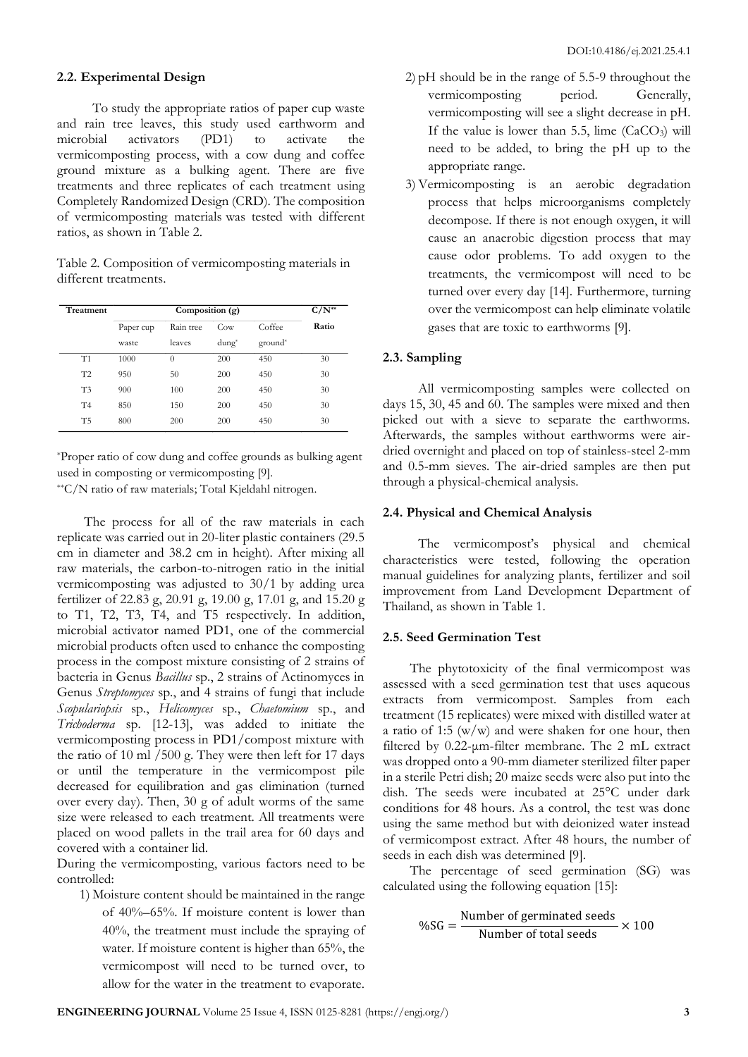### 2.2. Experimental Design

To study the appropriate ratios of paper cup waste and rain tree leaves, this study used earthworm and microbial activators (PD1) to activate the vermicomposting process, with a cow dung and coffee ground mixture as a bulking agent. There are five treatments and three replicates of each treatment using Completely Randomized Design (CRD). The composition of vermicomposting materials was tested with different ratios, as shown in Table 2.

Table 2. Composition of vermicomposting materials in different treatments.

| Treatment | Composition (g) | | | | C/N** |
|---|---|---|---|---|---|
| | Paper cup waste | Rain tree leaves | Cow dung* | Coffee ground* | Ratio |
| T1 | 1000 | 0 | 200 | 450 | 30 |
| T2 | 950 | 50 | 200 | 450 | 30 |
| T3 | 900 | 100 | 200 | 450 | 30 |
| T4 | 850 | 150 | 200 | 450 | 30 |
| T5 | 800 | 200 | 200 | 450 | 30 |

*Proper ratio of cow dung and coffee grounds as bulking agent used in composting or vermicomposting [9].
**C/N ratio of raw materials; Total Kjeldahl nitrogen.

The process for all of the raw materials in each replicate was carried out in 20-liter plastic containers (29.5 cm in diameter and 38.2 cm in height). After mixing all raw materials, the carbon-to-nitrogen ratio in the initial vermicomposting was adjusted to 30/1 by adding urea fertilizer of 22.83 g, 20.91 g, 19.00 g, 17.01 g, and 15.20 g to T1, T2, T3, T4, and T5 respectively. In addition, microbial activator named PD1, one of the commercial microbial products often used to enhance the composting process in the compost mixture consisting of 2 strains of bacteria in Genus *Bacillus* sp., 2 strains of Actinomyces in Genus *Streptomyces* sp., and 4 strains of fungi that include *Scopulariopsis* sp., *Helicomyces* sp., *Chaetomium* sp., and *Trichoderma* sp. [12-13], was added to initiate the vermicomposting process in PD1/compost mixture with the ratio of 10 ml /500 g. They were then left for 17 days or until the temperature in the vermicompost pile decreased for equilibration and gas elimination (turned over every day). Then, 30 g of adult worms of the same size were released to each treatment. All treatments were placed on wood pallets in the trail area for 60 days and covered with a container lid.

During the vermicomposting, various factors need to be controlled:

1) Moisture content should be maintained in the range of 40%–65%. If moisture content is lower than 40%, the treatment must include the spraying of water. If moisture content is higher than 65%, the vermicompost will need to be turned over, to allow for the water in the treatment to evaporate.
2) pH should be in the range of 5.5-9 throughout the vermicomposting period. Generally, vermicomposting will see a slight decrease in pH. If the value is lower than 5.5, lime ($CaCO_3$) will need to be added, to bring the pH up to the appropriate range.
3) Vermicomposting is an aerobic degradation process that helps microorganisms completely decompose. If there is not enough oxygen, it will cause an anaerobic digestion process that may cause odor problems. To add oxygen to the treatments, the vermicompost will need to be turned over every day [14]. Furthermore, turning over the vermicompost can help eliminate volatile gases that are toxic to earthworms [9].

### 2.3. Sampling

All vermicomposting samples were collected on days 15, 30, 45 and 60. The samples were mixed and then picked out with a sieve to separate the earthworms. Afterwards, the samples without earthworms were air-dried overnight and placed on top of stainless-steel 2-mm and 0.5-mm sieves. The air-dried samples are then put through a physical-chemical analysis.

### 2.4. Physical and Chemical Analysis

The vermicompost's physical and chemical characteristics were tested, following the operation manual guidelines for analyzing plants, fertilizer and soil improvement from Land Development Department of Thailand, as shown in Table 1.

### 2.5. Seed Germination Test

The phytotoxicity of the final vermicompost was assessed with a seed germination test that uses aqueous extracts from vermicompost. Samples from each treatment (15 replicates) were mixed with distilled water at a ratio of 1:5 (w/w) and were shaken for one hour, then filtered by 0.22-μm-filter membrane. The 2 mL extract was dropped onto a 90-mm diameter sterilized filter paper in a sterile Petri dish; 20 maize seeds were also put into the dish. The seeds were incubated at 25°C under dark conditions for 48 hours. As a control, the test was done using the same method but with deionized water instead of vermicompost extract. After 48 hours, the number of seeds in each dish was determined [9].

The percentage of seed germination (SG) was calculated using the following equation [15]:

$$\%\text{SG} = \frac{\text{Number of germinated seeds}}{\text{Number of total seeds}} \times 100$$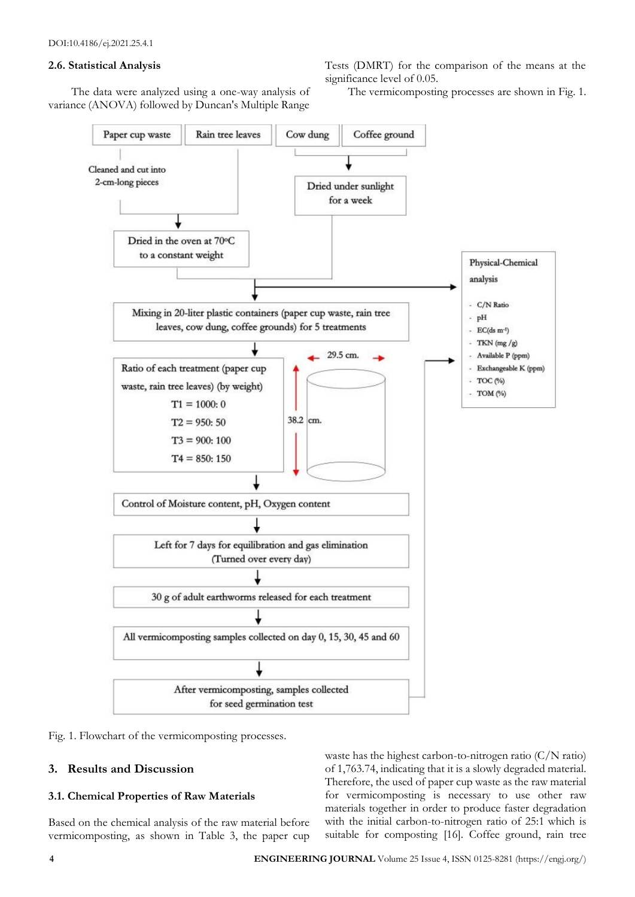### 2.6. Statistical Analysis

The data were analyzed using a one-way analysis of variance (ANOVA) followed by Duncan's Multiple Range Tests (DMRT) for the comparison of the means at the significance level of 0.05.

The vermicomposting processes are shown in Fig. 1.

Paper cup waste | Rain tree leaves | Cow dung | Coffee ground

Cleaned and cut into 2-cm-long pieces

Dried under sunlight for a week

Dried in the oven at 70°C to a constant weight

Mixing in 20-liter plastic containers (paper cup waste, rain tree leaves, cow dung, coffee grounds) for 5 treatments

Ratio of each treatment (paper cup waste, rain tree leaves) (by weight)

T1 = 1000: 0

T2 = 950: 50

T3 = 900: 100

T4 = 850: 150

29.5 cm.

38.2 cm.

Control of Moisture content, pH, Oxygen content

Left for 7 days for equilibration and gas elimination (Turned over every day)

30 g of adult earthworms released for each treatment

All vermicomposting samples collected on day 0, 15, 30, 45 and 60

After vermicomposting, samples collected for seed germination test

Physical-Chemical analysis

- C/N Ratio
- pH
- EC(ds $m^{-1}$)
- TKN (mg /g)
- Available P (ppm)
- Exchangeable K (ppm)
- TOC (%)
- TOM (%)

Fig. 1. Flowchart of the vermicomposting processes.

## 3. Results and Discussion

### 3.1. Chemical Properties of Raw Materials

Based on the chemical analysis of the raw material before vermicomposting, as shown in Table 3, the paper cup waste has the highest carbon-to-nitrogen ratio (C/N ratio) of 1,763.74, indicating that it is a slowly degraded material. Therefore, the used of paper cup waste as the raw material for vermicomposting is necessary to use other raw materials together in order to produce faster degradation with the initial carbon-to-nitrogen ratio of 25:1 which is suitable for composting [16]. Coffee ground, rain tree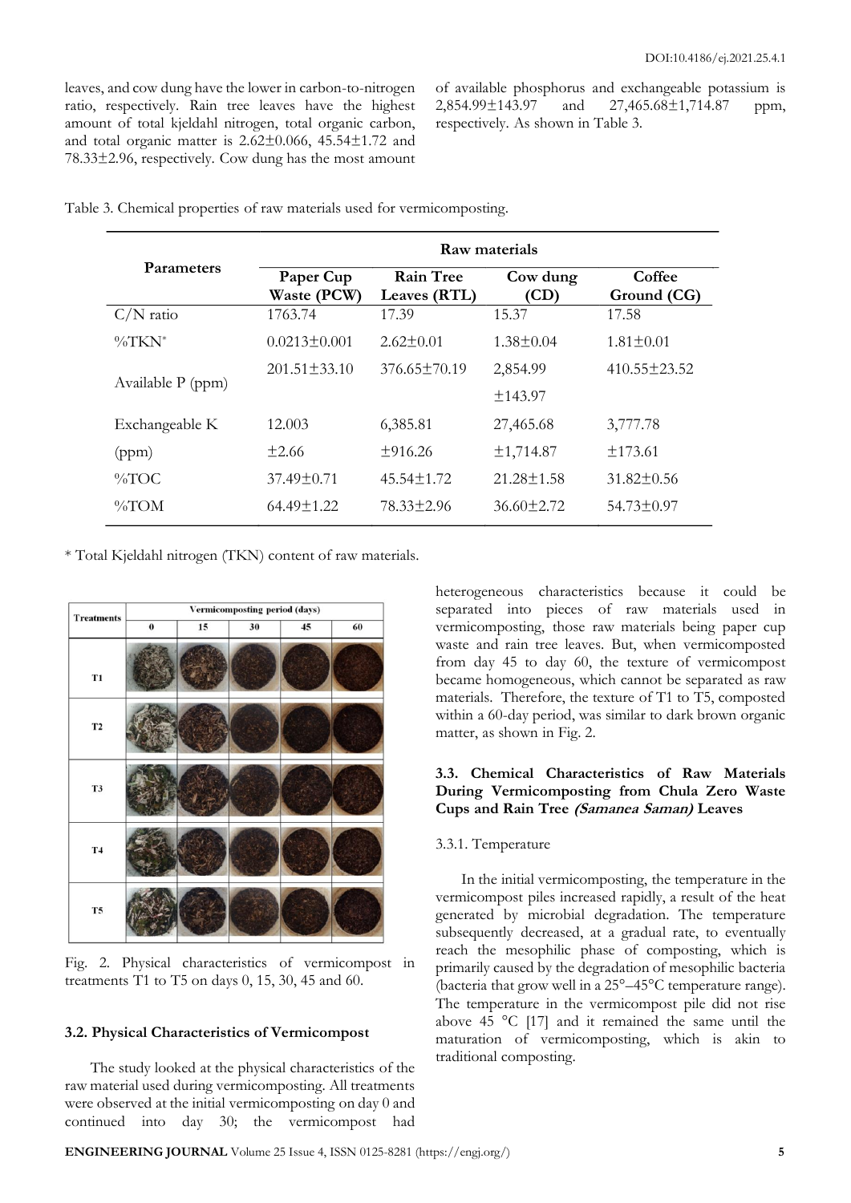leaves, and cow dung have the lower in carbon-to-nitrogen ratio, respectively. Rain tree leaves have the highest amount of total kjeldahl nitrogen, total organic carbon, and total organic matter is 2.62±0.066, 45.54±1.72 and 78.33±2.96, respectively. Cow dung has the most amount of available phosphorus and exchangeable potassium is 2,854.99±143.97 and 27,465.68±1,714.87 ppm, respectively. As shown in Table 3.

Table 3. Chemical properties of raw materials used for vermicomposting.

| Parameters | Raw materials | | | |
|---|---|---|---|---|
| | Paper Cup Waste (PCW) | Rain Tree Leaves (RTL) | Cow dung (CD) | Coffee Ground (CG) |
| C/N ratio | 1763.74 | 17.39 | 15.37 | 17.58 |
| %TKN* | 0.0213±0.001 | 2.62±0.01 | 1.38±0.04 | 1.81±0.01 |
| Available P (ppm) | 201.51±33.10 | 376.65±70.19 | 2,854.99 ±143.97 | 410.55±23.52 |
| Exchangeable K (ppm) | 12.003 ±2.66 | 6,385.81 ±916.26 | 27,465.68 ±1,714.87 | 3,777.78 ±173.61 |
| %TOC | 37.49±0.71 | 45.54±1.72 | 21.28±1.58 | 31.82±0.56 |
| %TOM | 64.49±1.22 | 78.33±2.96 | 36.60±2.72 | 54.73±0.97 |

\* Total Kjeldahl nitrogen (TKN) content of raw materials.

Fig. 2. Physical characteristics of vermicompost in treatments T1 to T5 on days 0, 15, 30, 45 and 60.

### 3.2. Physical Characteristics of Vermicompost

The study looked at the physical characteristics of the raw material used during vermicomposting. All treatments were observed at the initial vermicomposting on day 0 and continued into day 30; the vermicompost had heterogeneous characteristics because it could be separated into pieces of raw materials used in vermicomposting, those raw materials being paper cup waste and rain tree leaves. But, when vermicomposted from day 45 to day 60, the texture of vermicompost became homogeneous, which cannot be separated as raw materials. Therefore, the texture of T1 to T5, composted within a 60-day period, was similar to dark brown organic matter, as shown in Fig. 2.

### 3.3. Chemical Characteristics of Raw Materials During Vermicomposting from Chula Zero Waste Cups and Rain Tree *(Samanea Saman)* Leaves

#### 3.3.1. Temperature

In the initial vermicomposting, the temperature in the vermicompost piles increased rapidly, a result of the heat generated by microbial degradation. The temperature subsequently decreased, at a gradual rate, to eventually reach the mesophilic phase of composting, which is primarily caused by the degradation of mesophilic bacteria (bacteria that grow well in a 25°–45°C temperature range). The temperature in the vermicompost pile did not rise above 45 °C [17] and it remained the same until the maturation of vermicomposting, which is akin to traditional composting.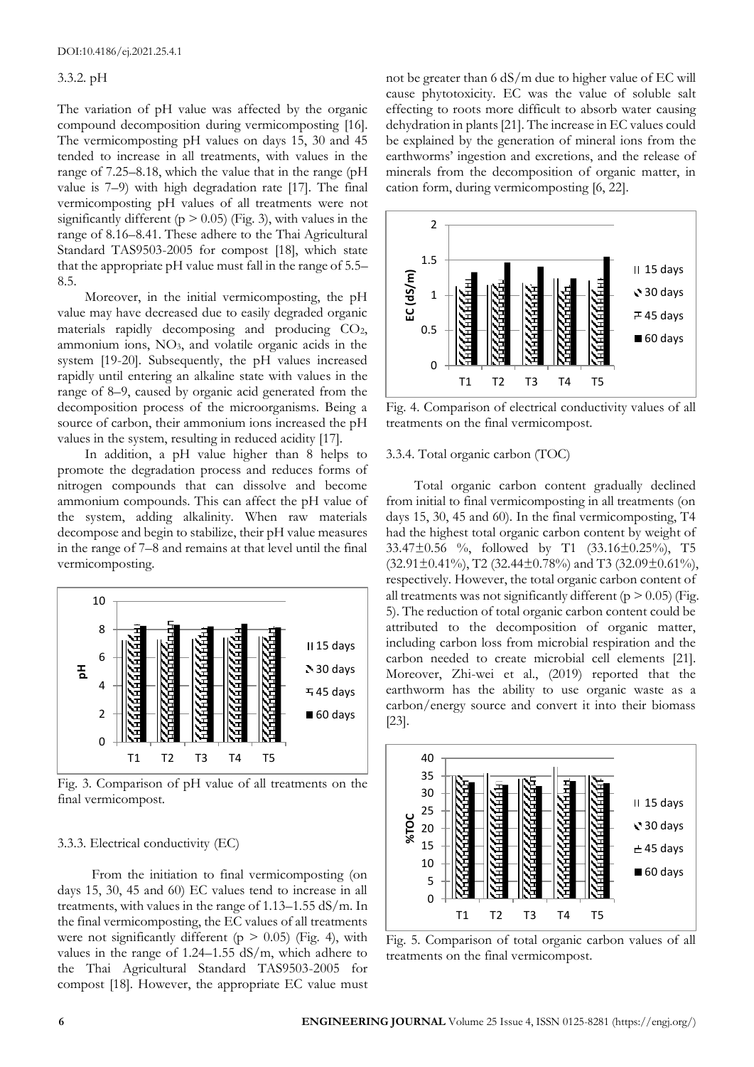### 3.3.2. pH

The variation of pH value was affected by the organic compound decomposition during vermicomposting [16]. The vermicomposting pH values on days 15, 30 and 45 tended to increase in all treatments, with values in the range of 7.25–8.18, which the value that in the range (pH value is 7–9) with high degradation rate [17]. The final vermicomposting pH values of all treatments were not significantly different ($p > 0.05$) (Fig. 3), with values in the range of 8.16–8.41. These adhere to the Thai Agricultural Standard TAS9503-2005 for compost [18], which state that the appropriate pH value must fall in the range of 5.5–8.5.

Moreover, in the initial vermicomposting, the pH value may have decreased due to easily degraded organic materials rapidly decomposing and producing $CO_2$, ammonium ions, $NO_3$, and volatile organic acids in the system [19-20]. Subsequently, the pH values increased rapidly until entering an alkaline state with values in the range of 8–9, caused by organic acid generated from the decomposition process of the microorganisms. Being a source of carbon, their ammonium ions increased the pH values in the system, resulting in reduced acidity [17].

In addition, a pH value higher than 8 helps to promote the degradation process and reduces forms of nitrogen compounds that can dissolve and become ammonium compounds. This can affect the pH value of the system, adding alkalinity. When raw materials decompose and begin to stabilize, their pH value measures in the range of 7–8 and remains at that level until the final vermicomposting.

Fig. 3. Comparison of pH value of all treatments on the final vermicompost.

### 3.3.3. Electrical conductivity (EC)

From the initiation to final vermicomposting (on days 15, 30, 45 and 60) EC values tend to increase in all treatments, with values in the range of 1.13–1.55 dS/m. In the final vermicomposting, the EC values of all treatments were not significantly different ($p > 0.05$) (Fig. 4), with values in the range of 1.24–1.55 dS/m, which adhere to the Thai Agricultural Standard TAS9503-2005 for compost [18]. However, the appropriate EC value must not be greater than 6 dS/m due to higher value of EC will cause phytotoxicity. EC was the value of soluble salt effecting to roots more difficult to absorb water causing dehydration in plants [21]. The increase in EC values could be explained by the generation of mineral ions from the earthworms' ingestion and excretions, and the release of minerals from the decomposition of organic matter, in cation form, during vermicomposting [6, 22].

Fig. 4. Comparison of electrical conductivity values of all treatments on the final vermicompost.

### 3.3.4. Total organic carbon (TOC)

Total organic carbon content gradually declined from initial to final vermicomposting in all treatments (on days 15, 30, 45 and 60). In the final vermicomposting, T4 had the highest total organic carbon content by weight of 33.47±0.56 %, followed by T1 (33.16±0.25%), T5 (32.91±0.41%), T2 (32.44±0.78%) and T3 (32.09±0.61%), respectively. However, the total organic carbon content of all treatments was not significantly different ($p > 0.05$) (Fig. 5). The reduction of total organic carbon content could be attributed to the decomposition of organic matter, including carbon loss from microbial respiration and the carbon needed to create microbial cell elements [21]. Moreover, Zhi-wei et al., (2019) reported that the earthworm has the ability to use organic waste as a carbon/energy source and convert it into their biomass [23].

Fig. 5. Comparison of total organic carbon values of all treatments on the final vermicompost.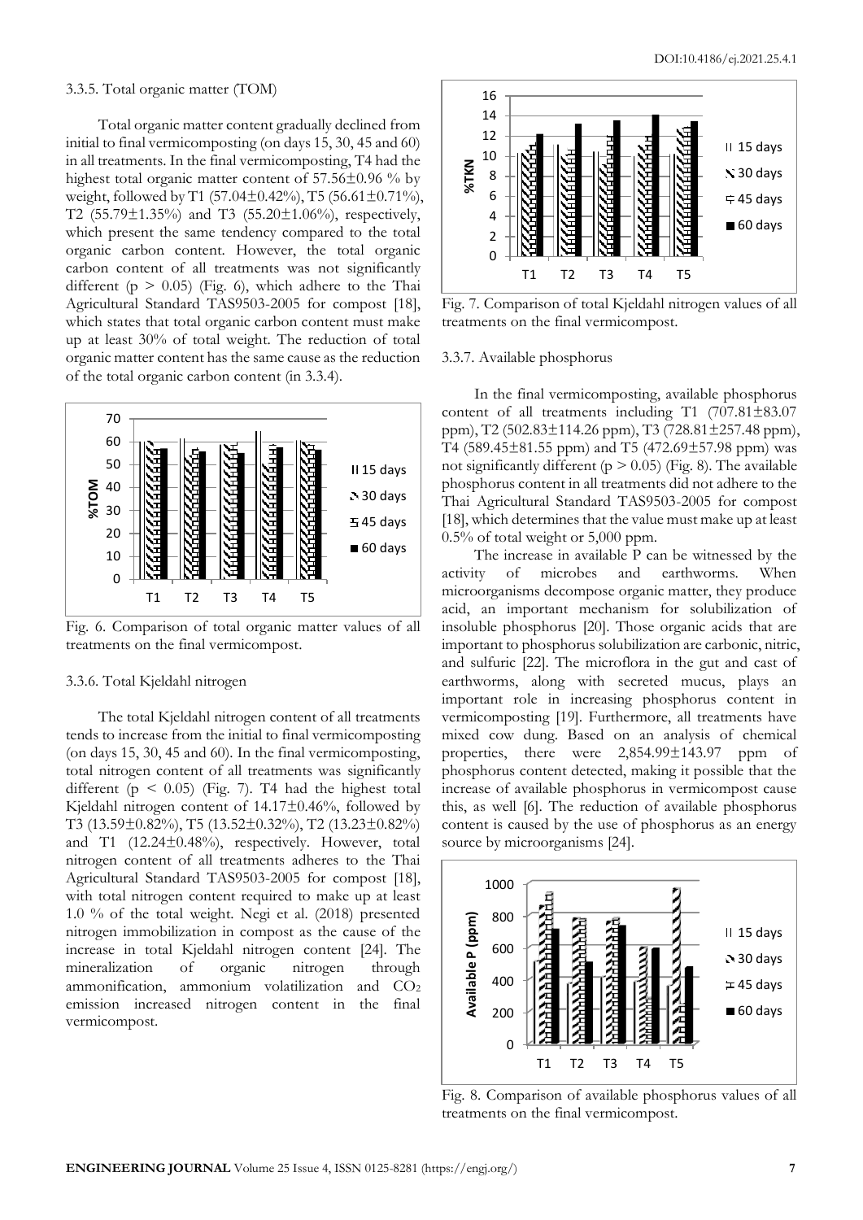#### 3.3.5. Total organic matter (TOM)

Total organic matter content gradually declined from initial to final vermicomposting (on days 15, 30, 45 and 60) in all treatments. In the final vermicomposting, T4 had the highest total organic matter content of 57.56±0.96 % by weight, followed by T1 (57.04±0.42%), T5 (56.61±0.71%), T2 (55.79±1.35%) and T3 (55.20±1.06%), respectively, which present the same tendency compared to the total organic carbon content. However, the total organic carbon content of all treatments was not significantly different ($p > 0.05$) (Fig. 6), which adhere to the Thai Agricultural Standard TAS9503-2005 for compost [18], which states that total organic carbon content must make up at least 30% of total weight. The reduction of total organic matter content has the same cause as the reduction of the total organic carbon content (in 3.3.4).

Fig. 6. Comparison of total organic matter values of all treatments on the final vermicompost.

#### 3.3.6. Total Kjeldahl nitrogen

The total Kjeldahl nitrogen content of all treatments tends to increase from the initial to final vermicomposting (on days 15, 30, 45 and 60). In the final vermicomposting, total nitrogen content of all treatments was significantly different ($p < 0.05$) (Fig. 7). T4 had the highest total Kjeldahl nitrogen content of 14.17±0.46%, followed by T3 (13.59±0.82%), T5 (13.52±0.32%), T2 (13.23±0.82%) and T1 (12.24±0.48%), respectively. However, total nitrogen content of all treatments adheres to the Thai Agricultural Standard TAS9503-2005 for compost [18], with total nitrogen content required to make up at least 1.0 % of the total weight. Negi et al. (2018) presented nitrogen immobilization in compost as the cause of the increase in total Kjeldahl nitrogen content [24]. The mineralization of organic nitrogen through ammonification, ammonium volatilization and $CO_2$ emission increased nitrogen content in the final vermicompost.

Fig. 7. Comparison of total Kjeldahl nitrogen values of all treatments on the final vermicompost.

#### 3.3.7. Available phosphorus

In the final vermicomposting, available phosphorus content of all treatments including T1 (707.81±83.07 ppm), T2 (502.83±114.26 ppm), T3 (728.81±257.48 ppm), T4 (589.45±81.55 ppm) and T5 (472.69±57.98 ppm) was not significantly different ($p > 0.05$) (Fig. 8). The available phosphorus content in all treatments did not adhere to the Thai Agricultural Standard TAS9503-2005 for compost [18], which determines that the value must make up at least 0.5% of total weight or 5,000 ppm.

The increase in available P can be witnessed by the activity of microbes and earthworms. When microorganisms decompose organic matter, they produce acid, an important mechanism for solubilization of insoluble phosphorus [20]. Those organic acids that are important to phosphorus solubilization are carbonic, nitric, and sulfuric [22]. The microflora in the gut and cast of earthworms, along with secreted mucus, plays an important role in increasing phosphorus content in vermicomposting [19]. Furthermore, all treatments have mixed cow dung. Based on an analysis of chemical properties, there were 2,854.99±143.97 ppm of phosphorus content detected, making it possible that the increase of available phosphorus in vermicompost cause this, as well [6]. The reduction of available phosphorus content is caused by the use of phosphorus as an energy source by microorganisms [24].

Fig. 8. Comparison of available phosphorus values of all treatments on the final vermicompost.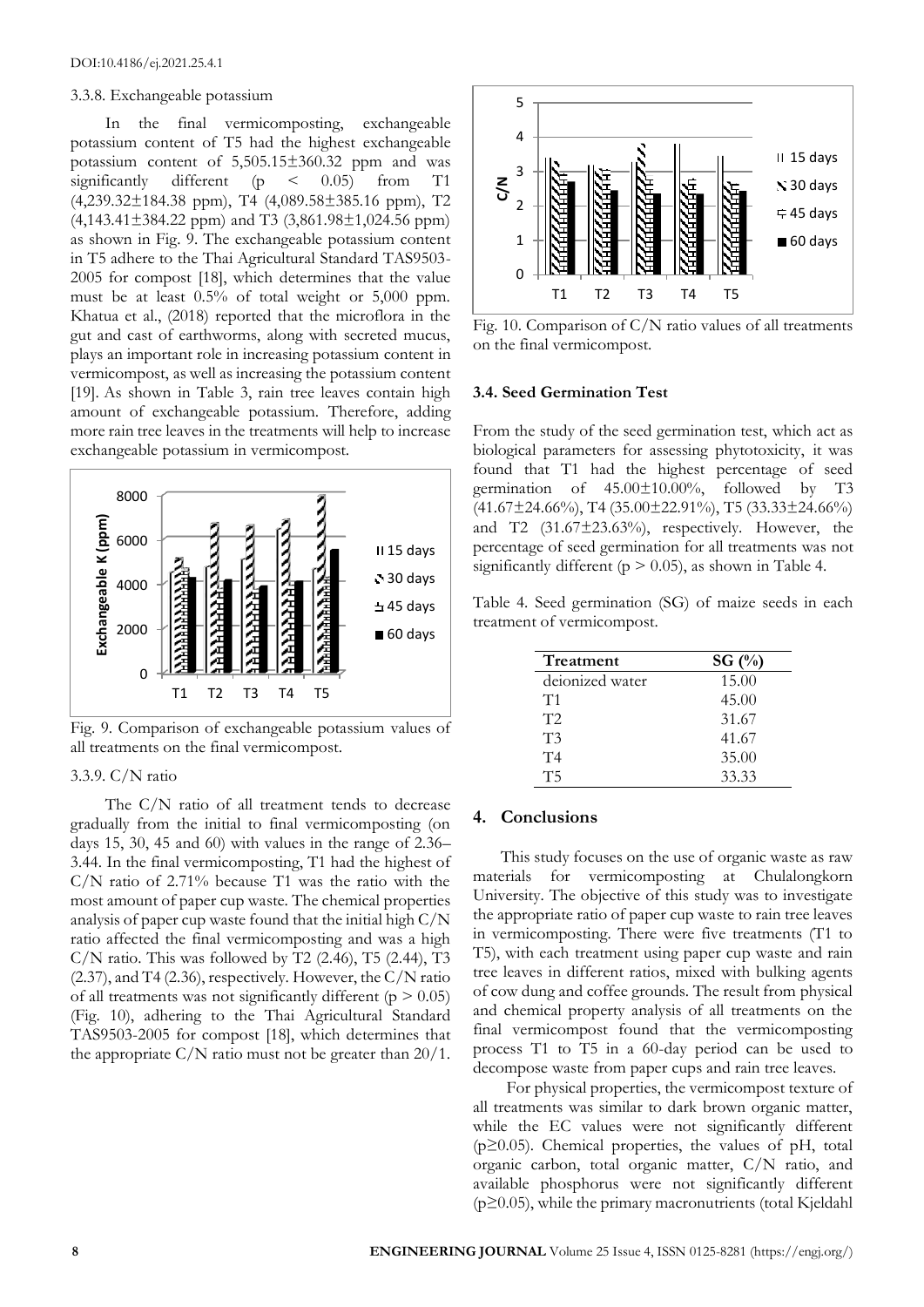3.3.8. Exchangeable potassium

In the final vermicomposting, exchangeable potassium content of T5 had the highest exchangeable potassium content of 5,505.15±360.32 ppm and was significantly different ($p < 0.05$) from T1 (4,239.32±184.38 ppm), T4 (4,089.58±385.16 ppm), T2 (4,143.41±384.22 ppm) and T3 (3,861.98±1,024.56 ppm) as shown in Fig. 9. The exchangeable potassium content in T5 adhere to the Thai Agricultural Standard TAS9503-2005 for compost [18], which determines that the value must be at least 0.5% of total weight or 5,000 ppm. Khatua et al., (2018) reported that the microflora in the gut and cast of earthworms, along with secreted mucus, plays an important role in increasing potassium content in vermicompost, as well as increasing the potassium content [19]. As shown in Table 3, rain tree leaves contain high amount of exchangeable potassium. Therefore, adding more rain tree leaves in the treatments will help to increase exchangeable potassium in vermicompost.

Fig. 9. Comparison of exchangeable potassium values of all treatments on the final vermicompost.

3.3.9. C/N ratio

The C/N ratio of all treatment tends to decrease gradually from the initial to final vermicomposting (on days 15, 30, 45 and 60) with values in the range of 2.36–3.44. In the final vermicomposting, T1 had the highest of C/N ratio of 2.71% because T1 was the ratio with the most amount of paper cup waste. The chemical properties analysis of paper cup waste found that the initial high C/N ratio affected the final vermicomposting and was a high C/N ratio. This was followed by T2 (2.46), T5 (2.44), T3 (2.37), and T4 (2.36), respectively. However, the C/N ratio of all treatments was not significantly different ($p > 0.05$) (Fig. 10), adhering to the Thai Agricultural Standard TAS9503-2005 for compost [18], which determines that the appropriate C/N ratio must not be greater than 20/1.

Fig. 10. Comparison of C/N ratio values of all treatments on the final vermicompost.

### 3.4. Seed Germination Test

From the study of the seed germination test, which act as biological parameters for assessing phytotoxicity, it was found that T1 had the highest percentage of seed germination of 45.00±10.00%, followed by T3 (41.67±24.66%), T4 (35.00±22.91%), T5 (33.33±24.66%) and T2 (31.67±23.63%), respectively. However, the percentage of seed germination for all treatments was not significantly different ($p > 0.05$), as shown in Table 4.

Table 4. Seed germination (SG) of maize seeds in each treatment of vermicompost.

| Treatment | SG (%) |
|---|---|
| deionized water | 15.00 |
| T1 | 45.00 |
| T2 | 31.67 |
| T3 | 41.67 |
| T4 | 35.00 |
| T5 | 33.33 |

## 4. Conclusions

This study focuses on the use of organic waste as raw materials for vermicomposting at Chulalongkorn University. The objective of this study was to investigate the appropriate ratio of paper cup waste to rain tree leaves in vermicomposting. There were five treatments (T1 to T5), with each treatment using paper cup waste and rain tree leaves in different ratios, mixed with bulking agents of cow dung and coffee grounds. The result from physical and chemical property analysis of all treatments on the final vermicompost found that the vermicomposting process T1 to T5 in a 60-day period can be used to decompose waste from paper cups and rain tree leaves.

For physical properties, the vermicompost texture of all treatments was similar to dark brown organic matter, while the EC values were not significantly different ($p \geq 0.05$). Chemical properties, the values of pH, total organic carbon, total organic matter, C/N ratio, and available phosphorus were not significantly different ($p \geq 0.05$), while the primary macronutrients (total Kjeldahl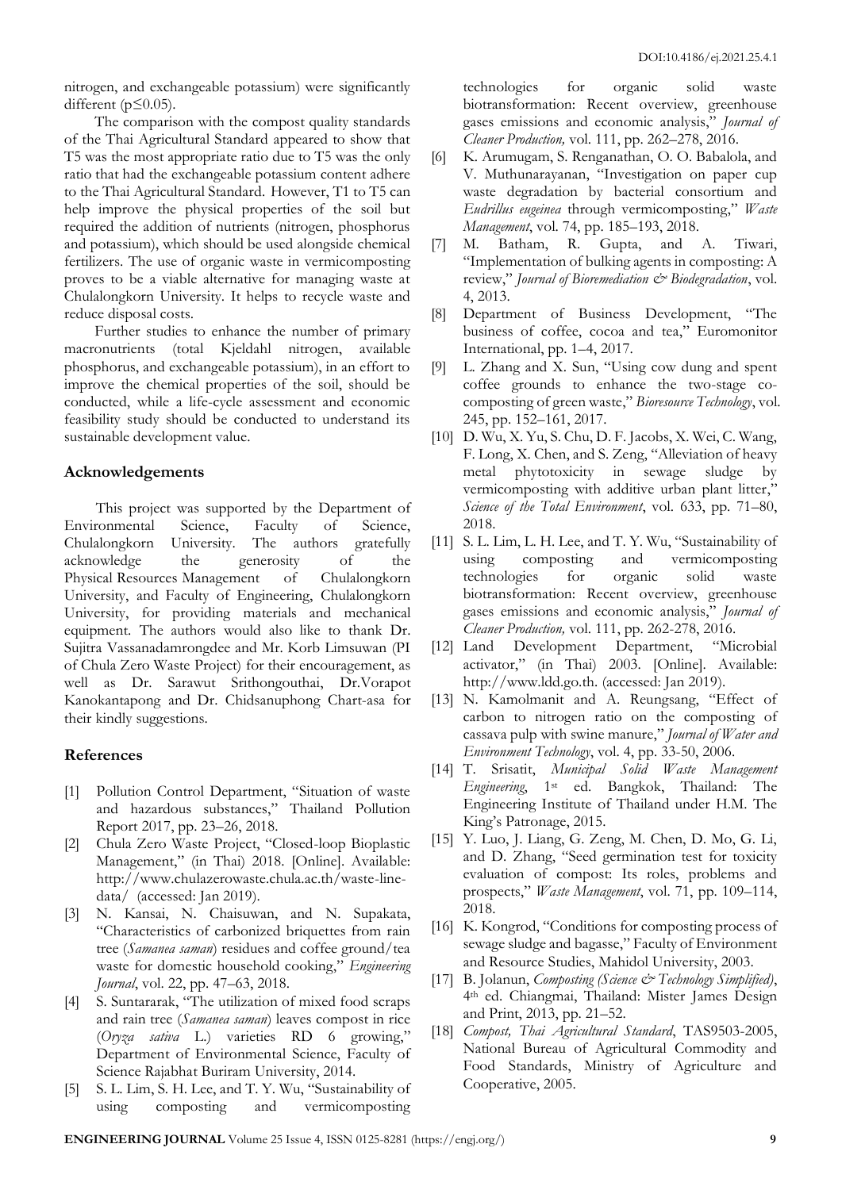nitrogen, and exchangeable potassium) were significantly different ($p \leq 0.05$).

The comparison with the compost quality standards of the Thai Agricultural Standard appeared to show that T5 was the most appropriate ratio due to T5 was the only ratio that had the exchangeable potassium content adhere to the Thai Agricultural Standard. However, T1 to T5 can help improve the physical properties of the soil but required the addition of nutrients (nitrogen, phosphorus and potassium), which should be used alongside chemical fertilizers. The use of organic waste in vermicomposting proves to be a viable alternative for managing waste at Chulalongkorn University. It helps to recycle waste and reduce disposal costs.

Further studies to enhance the number of primary macronutrients (total Kjeldahl nitrogen, available phosphorus, and exchangeable potassium), in an effort to improve the chemical properties of the soil, should be conducted, while a life-cycle assessment and economic feasibility study should be conducted to understand its sustainable development value.

## Acknowledgements

This project was supported by the Department of Environmental Science, Faculty of Science, Chulalongkorn University. The authors gratefully acknowledge the generosity of the Physical Resources Management of Chulalongkorn University, and Faculty of Engineering, Chulalongkorn University, for providing materials and mechanical equipment. The authors would also like to thank Dr. Sujitra Vassanadamrongdee and Mr. Korb Limsuwan (PI of Chula Zero Waste Project) for their encouragement, as well as Dr. Sarawut Srithongouthai, Dr.Vorapot Kanokantapong and Dr. Chidsanuphong Chart-asa for their kindly suggestions.

## References

[1] Pollution Control Department, "Situation of waste and hazardous substances," Thailand Pollution Report 2017, pp. 23–26, 2018.

[2] Chula Zero Waste Project, "Closed-loop Bioplastic Management," (in Thai) 2018. [Online]. Available: http://www.chulazerowaste.chula.ac.th/waste-line-data/ (accessed: Jan 2019).

[3] N. Kansai, N. Chaisuwan, and N. Supakata, "Characteristics of carbonized briquettes from rain tree (*Samanea saman*) residues and coffee ground/tea waste for domestic household cooking," *Engineering Journal*, vol. 22, pp. 47–63, 2018.

[4] S. Suntararak, "The utilization of mixed food scraps and rain tree (*Samanea saman*) leaves compost in rice (*Oryza sativa* L.) varieties RD 6 growing," Department of Environmental Science, Faculty of Science Rajabhat Buriram University, 2014.

[5] S. L. Lim, S. H. Lee, and T. Y. Wu, "Sustainability of using composting and vermicomposting technologies for organic solid waste biotransformation: Recent overview, greenhouse gases emissions and economic analysis," *Journal of Cleaner Production,* vol. 111, pp. 262–278, 2016.

[6] K. Arumugam, S. Renganathan, O. O. Babalola, and V. Muthunarayanan, "Investigation on paper cup waste degradation by bacterial consortium and *Eudrillus eugeinea* through vermicomposting," *Waste Management*, vol. 74, pp. 185–193, 2018.

[7] M. Batham, R. Gupta, and A. Tiwari, "Implementation of bulking agents in composting: A review," *Journal of Bioremediation & Biodegradation*, vol. 4, 2013.

[8] Department of Business Development, "The business of coffee, cocoa and tea," Euromonitor International, pp. 1–4, 2017.

[9] L. Zhang and X. Sun, "Using cow dung and spent coffee grounds to enhance the two-stage co-composting of green waste," *Bioresource Technology*, vol. 245, pp. 152–161, 2017.

[10] D. Wu, X. Yu, S. Chu, D. F. Jacobs, X. Wei, C. Wang, F. Long, X. Chen, and S. Zeng, "Alleviation of heavy metal phytotoxicity in sewage sludge by vermicomposting with additive urban plant litter," *Science of the Total Environment*, vol. 633, pp. 71–80, 2018.

[11] S. L. Lim, L. H. Lee, and T. Y. Wu, "Sustainability of using composting and vermicomposting technologies for organic solid waste biotransformation: Recent overview, greenhouse gases emissions and economic analysis," *Journal of Cleaner Production,* vol. 111, pp. 262-278, 2016.

[12] Land Development Department, "Microbial activator," (in Thai) 2003. [Online]. Available: http://www.ldd.go.th. (accessed: Jan 2019).

[13] N. Kamolmanit and A. Reungsang, "Effect of carbon to nitrogen ratio on the composting of cassava pulp with swine manure," *Journal of Water and Environment Technology*, vol. 4, pp. 33-50, 2006.

[14] T. Srisatit, *Municipal Solid Waste Management Engineering*, 1st ed. Bangkok, Thailand: The Engineering Institute of Thailand under H.M. The King's Patronage, 2015.

[15] Y. Luo, J. Liang, G. Zeng, M. Chen, D. Mo, G. Li, and D. Zhang, "Seed germination test for toxicity evaluation of compost: Its roles, problems and prospects," *Waste Management*, vol. 71, pp. 109–114, 2018.

[16] K. Kongrod, "Conditions for composting process of sewage sludge and bagasse," Faculty of Environment and Resource Studies, Mahidol University, 2003.

[17] B. Jolanun, *Composting (Science & Technology Simplified)*, 4th ed. Chiangmai, Thailand: Mister James Design and Print, 2013, pp. 21–52.

[18] *Compost, Thai Agricultural Standard*, TAS9503-2005, National Bureau of Agricultural Commodity and Food Standards, Ministry of Agriculture and Cooperative, 2005.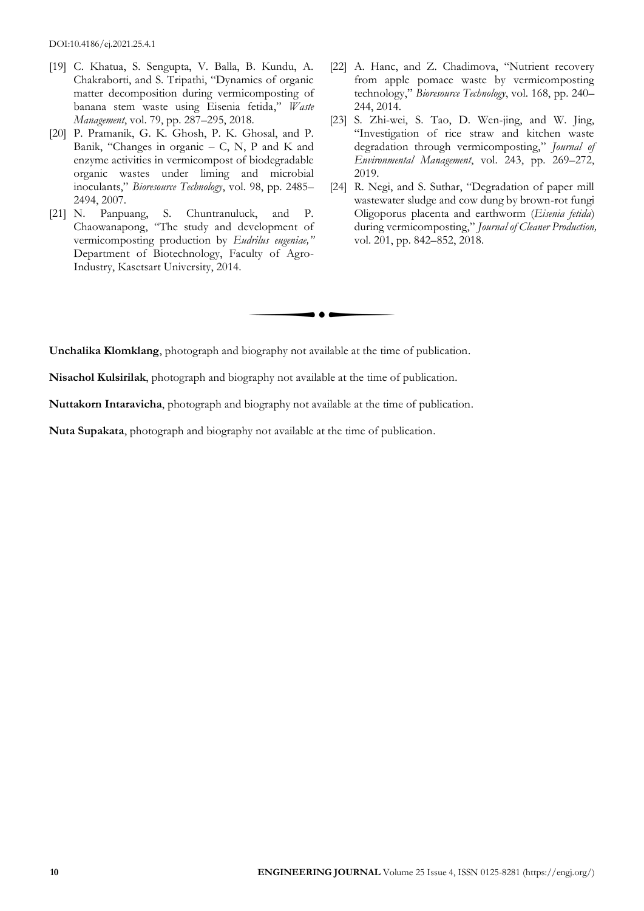[19] C. Khatua, S. Sengupta, V. Balla, B. Kundu, A. Chakraborti, and S. Tripathi, "Dynamics of organic matter decomposition during vermicomposting of banana stem waste using Eisenia fetida," *Waste Management*, vol. 79, pp. 287–295, 2018.

[20] P. Pramanik, G. K. Ghosh, P. K. Ghosal, and P. Banik, "Changes in organic – C, N, P and K and enzyme activities in vermicompost of biodegradable organic wastes under liming and microbial inoculants," *Bioresource Technology*, vol. 98, pp. 2485–2494, 2007.

[21] N. Panpuang, S. Chuntranuluck, and P. Chaowanapong, "The study and development of vermicomposting production by *Eudrilus eugeniae,*" Department of Biotechnology, Faculty of Agro-Industry, Kasetsart University, 2014.

[22] A. Hanc, and Z. Chadimova, "Nutrient recovery from apple pomace waste by vermicomposting technology," *Bioresource Technology*, vol. 168, pp. 240–244, 2014.

[23] S. Zhi-wei, S. Tao, D. Wen-jing, and W. Jing, "Investigation of rice straw and kitchen waste degradation through vermicomposting," *Journal of Environmental Management*, vol. 243, pp. 269–272, 2019.

[24] R. Negi, and S. Suthar, "Degradation of paper mill wastewater sludge and cow dung by brown-rot fungi Oligoporus placenta and earthworm (*Eisenia fetida*) during vermicomposting," *Journal of Cleaner Production,* vol. 201, pp. 842–852, 2018.

**Unchalika Klomklang**, photograph and biography not available at the time of publication.

**Nisachol Kulsirilak**, photograph and biography not available at the time of publication.

**Nuttakorn Intaravicha**, photograph and biography not available at the time of publication.

**Nuta Supakata**, photograph and biography not available at the time of publication.